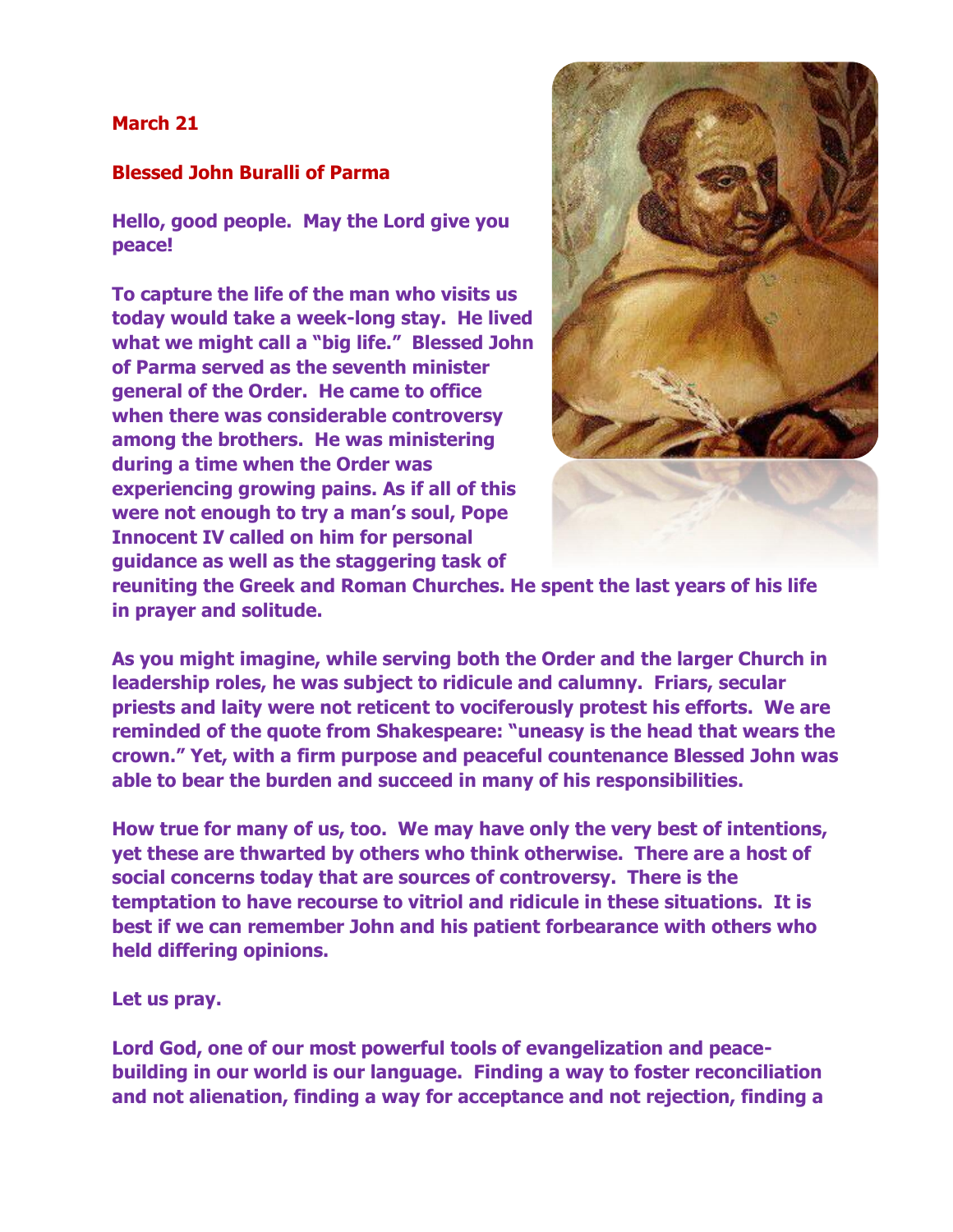**March 21**

**Blessed John Buralli of Parma**

**Hello, good people. May the Lord give you peace!**

**To capture the life of the man who visits us today would take a week-long stay. He lived what we might call a "big life." Blessed John of Parma served as the seventh minister general of the Order. He came to office when there was considerable controversy among the brothers. He was ministering during a time when the Order was experiencing growing pains. As if all of this were not enough to try a man's soul, Pope Innocent IV called on him for personal guidance as well as the staggering task of reuniting the Greek and Roman Churches. He spent the last years of his life in prayer and solitude.**

**As you might imagine, while serving both the Order and the larger Church in leadership roles, he was subject to ridicule and calumny. Friars, secular priests and laity were not reticent to vociferously protest his efforts. We are reminded of the quote from Shakespeare: "uneasy is the head that wears the crown." Yet, with a firm purpose and peaceful countenance Blessed John was able to bear the burden and succeed in many of his responsibilities.**

**How true for many of us, too. We may have only the very best of intentions, yet these are thwarted by others who think otherwise. There are a host of social concerns today that are sources of controversy. There is the temptation to have recourse to vitriol and ridicule in these situations. It is best if we can remember John and his patient forbearance with others who held differing opinions.**

**Let us pray.**

**Lord God, one of our most powerful tools of evangelization and peace-building in our world is our language. Finding a way to foster reconciliation and not alienation, finding a way for acceptance and not rejection, finding a**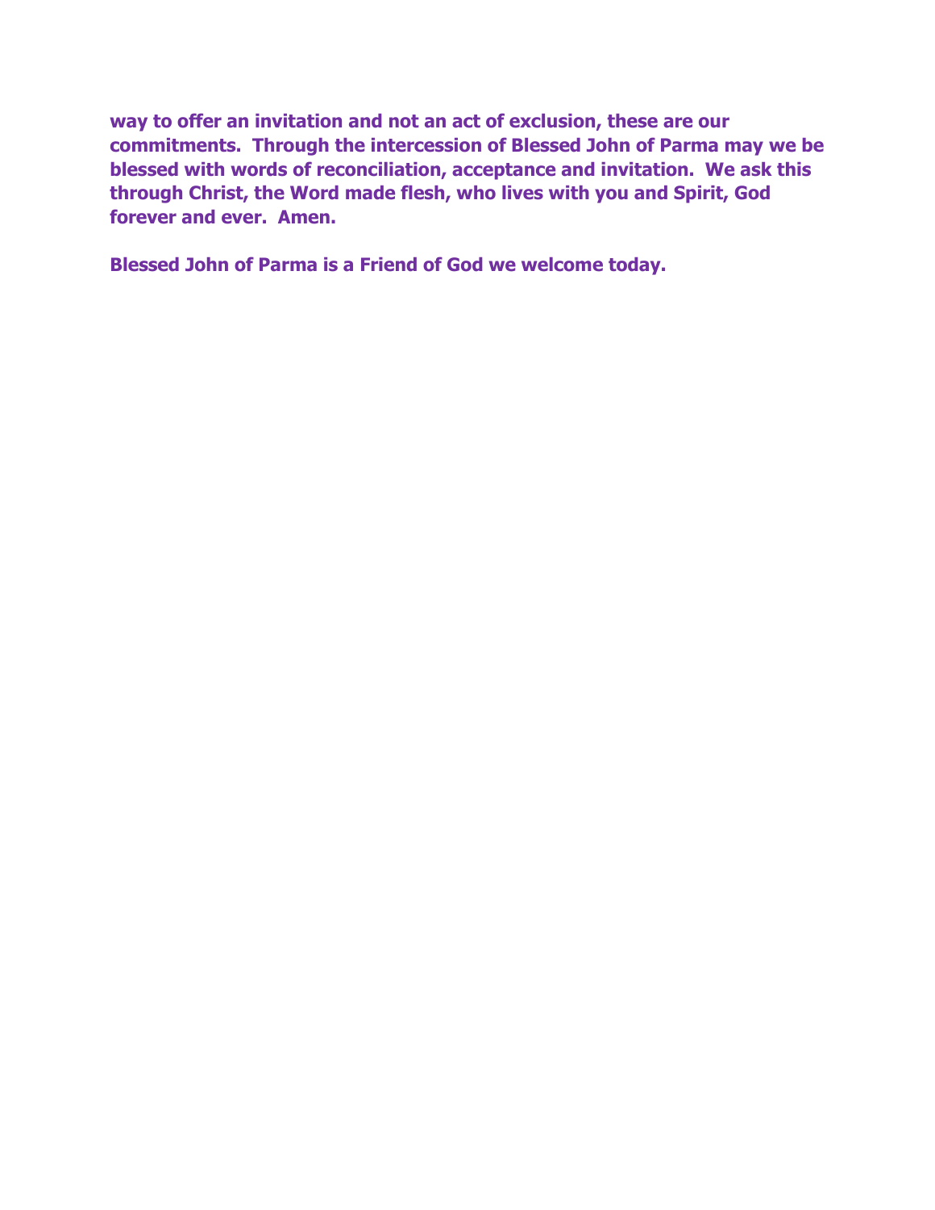**way to offer an invitation and not an act of exclusion, these are our commitments. Through the intercession of Blessed John of Parma may we be blessed with words of reconciliation, acceptance and invitation. We ask this through Christ, the Word made flesh, who lives with you and Spirit, God forever and ever. Amen.**

**Blessed John of Parma is a Friend of God we welcome today.**